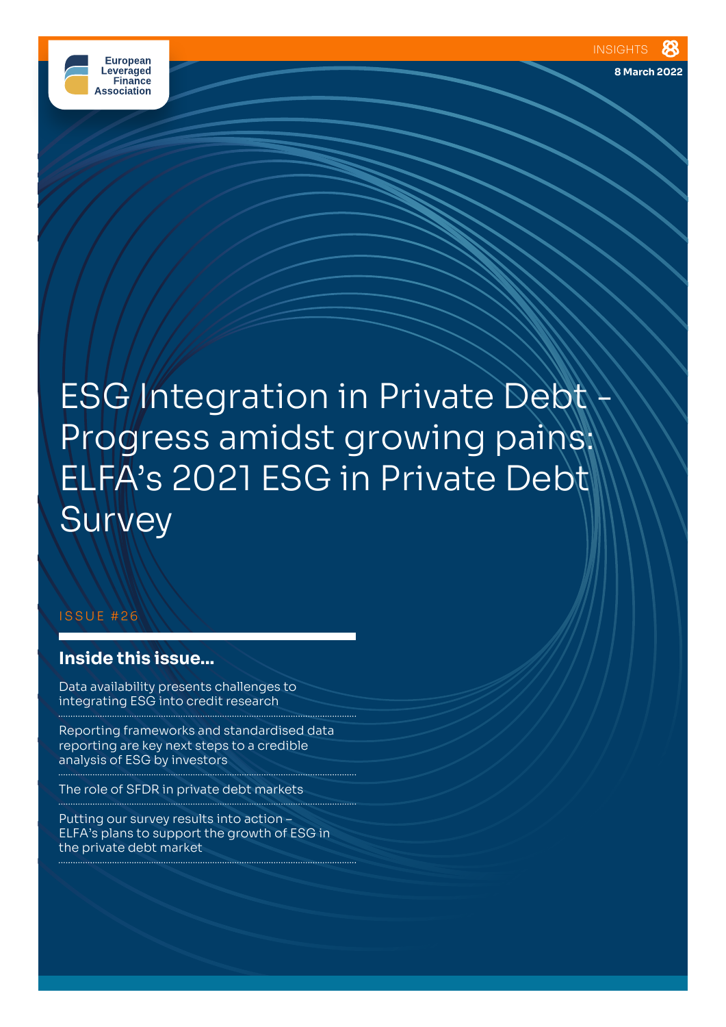European Leveraged Finance Association

INSIGHTS

8 March 2022

# ESG Integration in Private Debt – Progress amidst growing pains: ELFA's 2021 ESG in Private Debt Survey

ISSUE #26

## Inside this issue...

- Data availability presents challenges to integrating ESG into credit research
- Reporting frameworks and standardised data reporting are key next steps to a credible analysis of ESG by investors
- The role of SFDR in private debt markets
- Putting our survey results into action – ELFA's plans to support the growth of ESG in the private debt market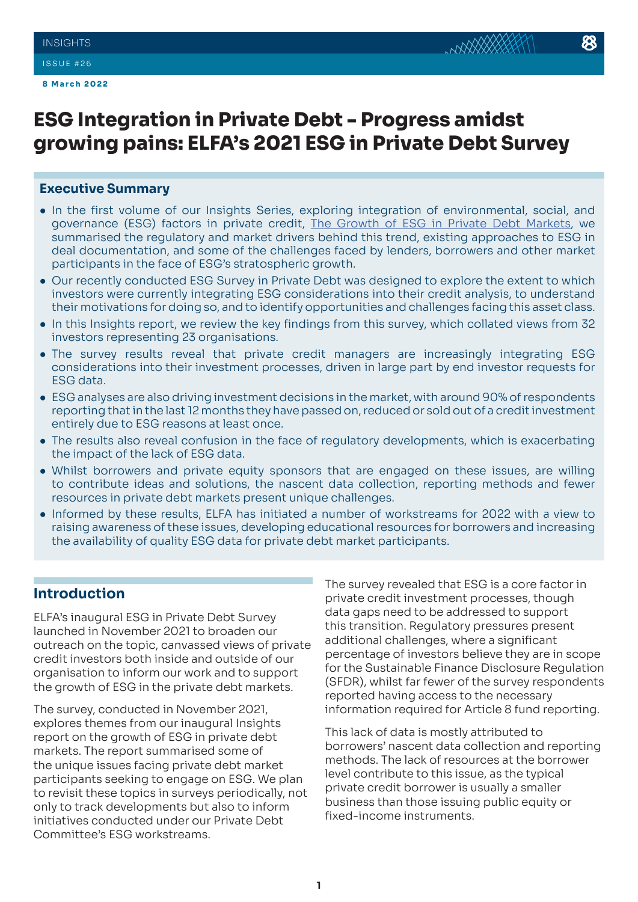# ESG Integration in Private Debt – Progress amidst growing pains: ELFA's 2021 ESG in Private Debt Survey

## Executive Summary

- In the first volume of our Insights Series, exploring integration of environmental, social, and governance (ESG) factors in private credit, [The Growth of ESG in Private Debt Markets](), we summarised the regulatory and market drivers behind this trend, existing approaches to ESG in deal documentation, and some of the challenges faced by lenders, borrowers and other market participants in the face of ESG's stratospheric growth.
- Our recently conducted ESG Survey in Private Debt was designed to explore the extent to which investors were currently integrating ESG considerations into their credit analysis, to understand their motivations for doing so, and to identify opportunities and challenges facing this asset class.
- In this Insights report, we review the key findings from this survey, which collated views from 32 investors representing 23 organisations.
- The survey results reveal that private credit managers are increasingly integrating ESG considerations into their investment processes, driven in large part by end investor requests for ESG data.
- ESG analyses are also driving investment decisions in the market, with around 90% of respondents reporting that in the last 12 months they have passed on, reduced or sold out of a credit investment entirely due to ESG reasons at least once.
- The results also reveal confusion in the face of regulatory developments, which is exacerbating the impact of the lack of ESG data.
- Whilst borrowers and private equity sponsors that are engaged on these issues, are willing to contribute ideas and solutions, the nascent data collection, reporting methods and fewer resources in private debt markets present unique challenges.
- Informed by these results, ELFA has initiated a number of workstreams for 2022 with a view to raising awareness of these issues, developing educational resources for borrowers and increasing the availability of quality ESG data for private debt market participants.

## Introduction

ELFA's inaugural ESG in Private Debt Survey launched in November 2021 to broaden our outreach on the topic, canvassed views of private credit investors both inside and outside of our organisation to inform our work and to support the growth of ESG in the private debt markets.

The survey, conducted in November 2021, explores themes from our inaugural Insights report on the growth of ESG in private debt markets. The report summarised some of the unique issues facing private debt market participants seeking to engage on ESG. We plan to revisit these topics in surveys periodically, not only to track developments but also to inform initiatives conducted under our Private Debt Committee's ESG workstreams.

The survey revealed that ESG is a core factor in private credit investment processes, though data gaps need to be addressed to support this transition. Regulatory pressures present additional challenges, where a significant percentage of investors believe they are in scope for the Sustainable Finance Disclosure Regulation (SFDR), whilst far fewer of the survey respondents reported having access to the necessary information required for Article 8 fund reporting.

This lack of data is mostly attributed to borrowers' nascent data collection and reporting methods. The lack of resources at the borrower level contribute to this issue, as the typical private credit borrower is usually a smaller business than those issuing public equity or fixed-income instruments.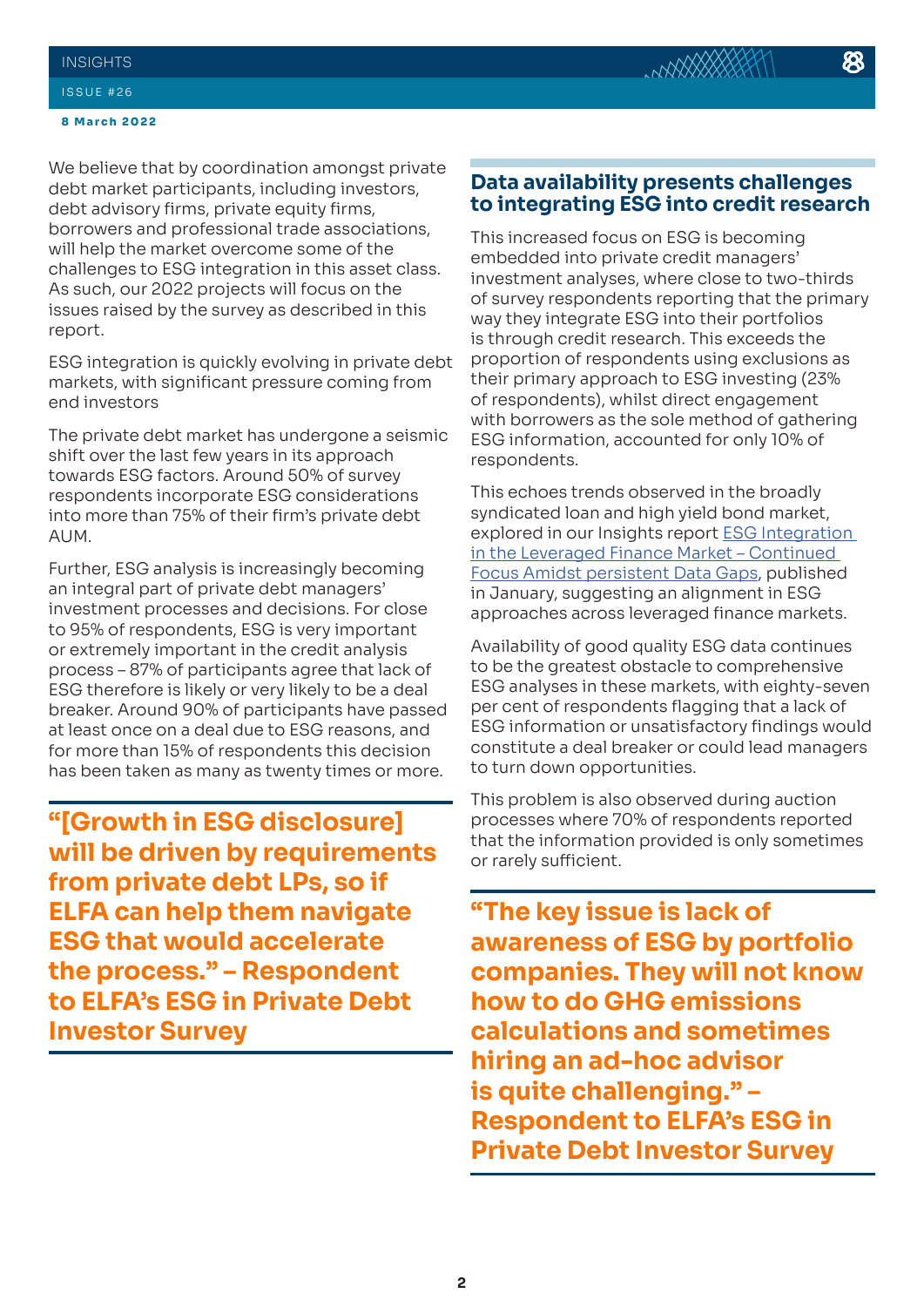We believe that by coordination amongst private debt market participants, including investors, debt advisory firms, private equity firms, borrowers and professional trade associations, will help the market overcome some of the challenges to ESG integration in this asset class. As such, our 2022 projects will focus on the issues raised by the survey as described in this report.

ESG integration is quickly evolving in private debt markets, with significant pressure coming from end investors

The private debt market has undergone a seismic shift over the last few years in its approach towards ESG factors. Around 50% of survey respondents incorporate ESG considerations into more than 75% of their firm's private debt AUM.

Further, ESG analysis is increasingly becoming an integral part of private debt managers' investment processes and decisions. For close to 95% of respondents, ESG is very important or extremely important in the credit analysis process – 87% of participants agree that lack of ESG therefore is likely or very likely to be a deal breaker. Around 90% of participants have passed at least once on a deal due to ESG reasons, and for more than 15% of respondents this decision has been taken as many as twenty times or more.

> **"[Growth in ESG disclosure] will be driven by requirements from private debt LPs, so if ELFA can help them navigate ESG that would accelerate the process." – Respondent to ELFA's ESG in Private Debt Investor Survey**

## Data availability presents challenges to integrating ESG into credit research

This increased focus on ESG is becoming embedded into private credit managers' investment analyses, where close to two-thirds of survey respondents reporting that the primary way they integrate ESG into their portfolios is through credit research. This exceeds the proportion of respondents using exclusions as their primary approach to ESG investing (23% of respondents), whilst direct engagement with borrowers as the sole method of gathering ESG information, accounted for only 10% of respondents.

This echoes trends observed in the broadly syndicated loan and high yield bond market, explored in our Insights report ESG Integration in the Leveraged Finance Market – Continued Focus Amidst persistent Data Gaps, published in January, suggesting an alignment in ESG approaches across leveraged finance markets.

Availability of good quality ESG data continues to be the greatest obstacle to comprehensive ESG analyses in these markets, with eighty-seven per cent of respondents flagging that a lack of ESG information or unsatisfactory findings would constitute a deal breaker or could lead managers to turn down opportunities.

This problem is also observed during auction processes where 70% of respondents reported that the information provided is only sometimes or rarely sufficient.

> **"The key issue is lack of awareness of ESG by portfolio companies. They will not know how to do GHG emissions calculations and sometimes hiring an ad-hoc advisor is quite challenging." – Respondent to ELFA's ESG in Private Debt Investor Survey**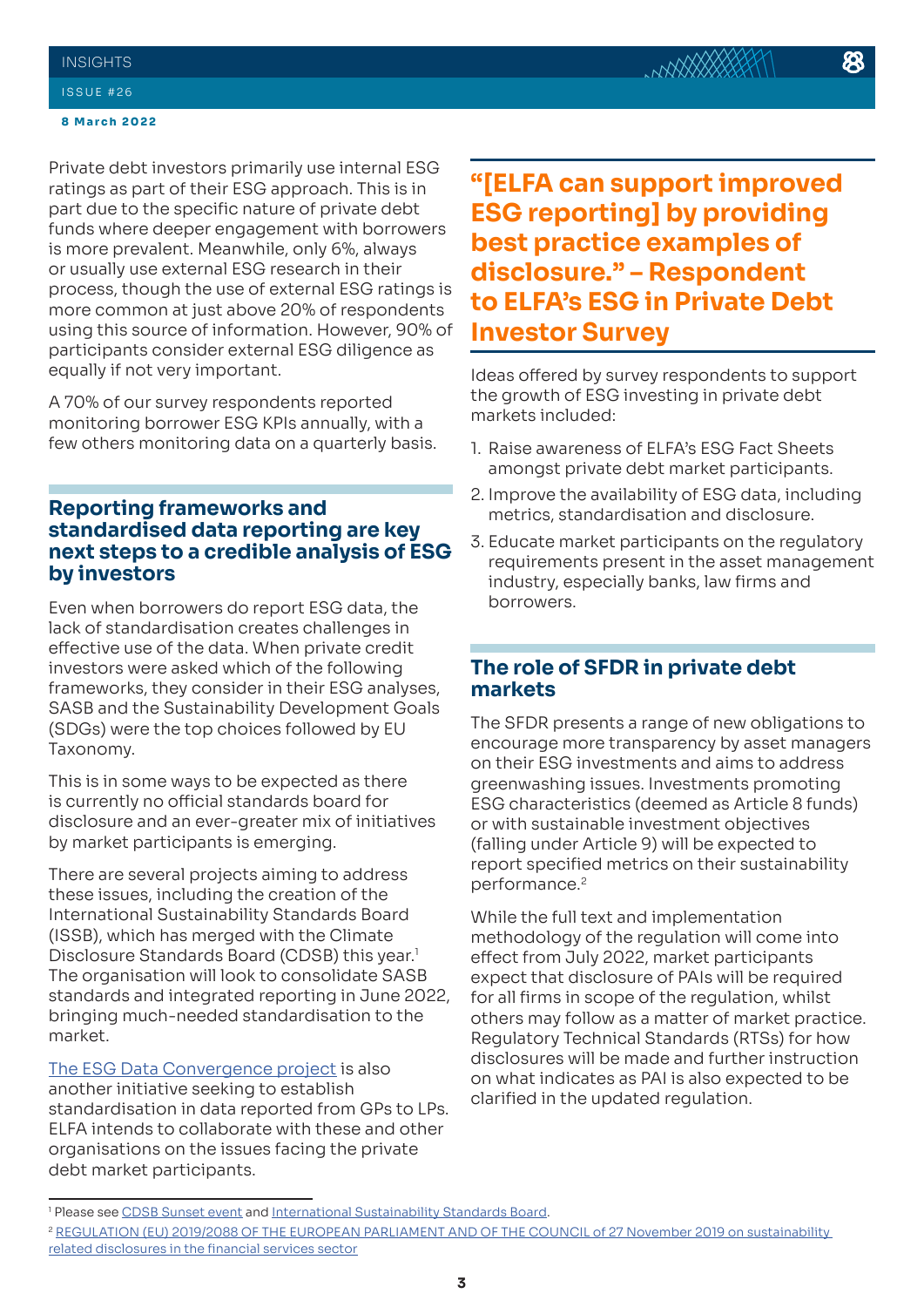Private debt investors primarily use internal ESG ratings as part of their ESG approach. This is in part due to the specific nature of private debt funds where deeper engagement with borrowers is more prevalent. Meanwhile, only 6%, always or usually use external ESG research in their process, though the use of external ESG ratings is more common at just above 20% of respondents using this source of information. However, 90% of participants consider external ESG diligence as equally if not very important.

A 70% of our survey respondents reported monitoring borrower ESG KPIs annually, with a few others monitoring data on a quarterly basis.

## Reporting frameworks and standardised data reporting are key next steps to a credible analysis of ESG by investors

Even when borrowers do report ESG data, the lack of standardisation creates challenges in effective use of the data. When private credit investors were asked which of the following frameworks, they consider in their ESG analyses, SASB and the Sustainability Development Goals (SDGs) were the top choices followed by EU Taxonomy.

This is in some ways to be expected as there is currently no official standards board for disclosure and an ever-greater mix of initiatives by market participants is emerging.

There are several projects aiming to address these issues, including the creation of the International Sustainability Standards Board (ISSB), which has merged with the Climate Disclosure Standards Board (CDSB) this year.[1] The organisation will look to consolidate SASB standards and integrated reporting in June 2022, bringing much-needed standardisation to the market.

The ESG Data Convergence project is also another initiative seeking to establish standardisation in data reported from GPs to LPs. ELFA intends to collaborate with these and other organisations on the issues facing the private debt market participants.

**"[ELFA can support improved ESG reporting] by providing best practice examples of disclosure." – Respondent to ELFA's ESG in Private Debt Investor Survey**

Ideas offered by survey respondents to support the growth of ESG investing in private debt markets included:

1. Raise awareness of ELFA's ESG Fact Sheets amongst private debt market participants.
2. Improve the availability of ESG data, including metrics, standardisation and disclosure.
3. Educate market participants on the regulatory requirements present in the asset management industry, especially banks, law firms and borrowers.

## The role of SFDR in private debt markets

The SFDR presents a range of new obligations to encourage more transparency by asset managers on their ESG investments and aims to address greenwashing issues. Investments promoting ESG characteristics (deemed as Article 8 funds) or with sustainable investment objectives (falling under Article 9) will be expected to report specified metrics on their sustainability performance.[2]

While the full text and implementation methodology of the regulation will come into effect from July 2022, market participants expect that disclosure of PAIs will be required for all firms in scope of the regulation, whilst others may follow as a matter of market practice. Regulatory Technical Standards (RTSs) for how disclosures will be made and further instruction on what indicates as PAI is also expected to be clarified in the updated regulation.

---

[1] Please see CDSB Sunset event and International Sustainability Standards Board.

[2] REGULATION (EU) 2019/2088 OF THE EUROPEAN PARLIAMENT AND OF THE COUNCIL of 27 November 2019 on sustainability related disclosures in the financial services sector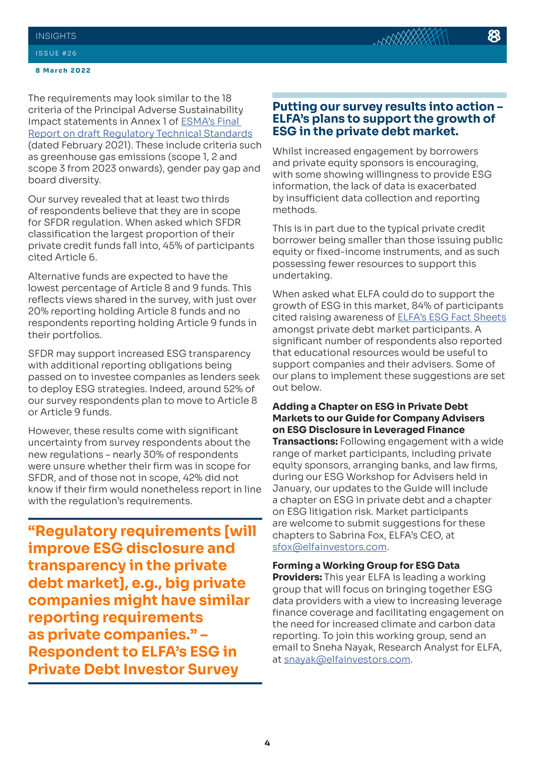The requirements may look similar to the 18 criteria of the Principal Adverse Sustainability Impact statements in Annex 1 of ESMA's Final Report on draft Regulatory Technical Standards (dated February 2021). These include criteria such as greenhouse gas emissions (scope 1, 2 and scope 3 from 2023 onwards), gender pay gap and board diversity.

Our survey revealed that at least two thirds of respondents believe that they are in scope for SFDR regulation. When asked which SFDR classification the largest proportion of their private credit funds fall into, 45% of participants cited Article 6.

Alternative funds are expected to have the lowest percentage of Article 8 and 9 funds. This reflects views shared in the survey, with just over 20% reporting holding Article 8 funds and no respondents reporting holding Article 9 funds in their portfolios.

SFDR may support increased ESG transparency with additional reporting obligations being passed on to investee companies as lenders seek to deploy ESG strategies. Indeed, around 52% of our survey respondents plan to move to Article 8 or Article 9 funds.

However, these results come with significant uncertainty from survey respondents about the new regulations – nearly 30% of respondents were unsure whether their firm was in scope for SFDR, and of those not in scope, 42% did not know if their firm would nonetheless report in line with the regulation's requirements.

> **"Regulatory requirements [will improve ESG disclosure and transparency in the private debt market], e.g., big private companies might have similar reporting requirements as private companies." – Respondent to ELFA's ESG in Private Debt Investor Survey**

## Putting our survey results into action – ELFA's plans to support the growth of ESG in the private debt market.

Whilst increased engagement by borrowers and private equity sponsors is encouraging, with some showing willingness to provide ESG information, the lack of data is exacerbated by insufficient data collection and reporting methods.

This is in part due to the typical private credit borrower being smaller than those issuing public equity or fixed-income instruments, and as such possessing fewer resources to support this undertaking.

When asked what ELFA could do to support the growth of ESG in this market, 84% of participants cited raising awareness of ELFA's ESG Fact Sheets amongst private debt market participants. A significant number of respondents also reported that educational resources would be useful to support companies and their advisers. Some of our plans to implement these suggestions are set out below.

**Adding a Chapter on ESG in Private Debt Markets to our Guide for Company Advisers on ESG Disclosure in Leveraged Finance Transactions:** Following engagement with a wide range of market participants, including private equity sponsors, arranging banks, and law firms, during our ESG Workshop for Advisers held in January, our updates to the Guide will include a chapter on ESG in private debt and a chapter on ESG litigation risk. Market participants are welcome to submit suggestions for these chapters to Sabrina Fox, ELFA's CEO, at sfox@elfainvestors.com.

**Forming a Working Group for ESG Data Providers:** This year ELFA is leading a working group that will focus on bringing together ESG data providers with a view to increasing leverage finance coverage and facilitating engagement on the need for increased climate and carbon data reporting. To join this working group, send an email to Sneha Nayak, Research Analyst for ELFA, at snayak@elfainvestors.com.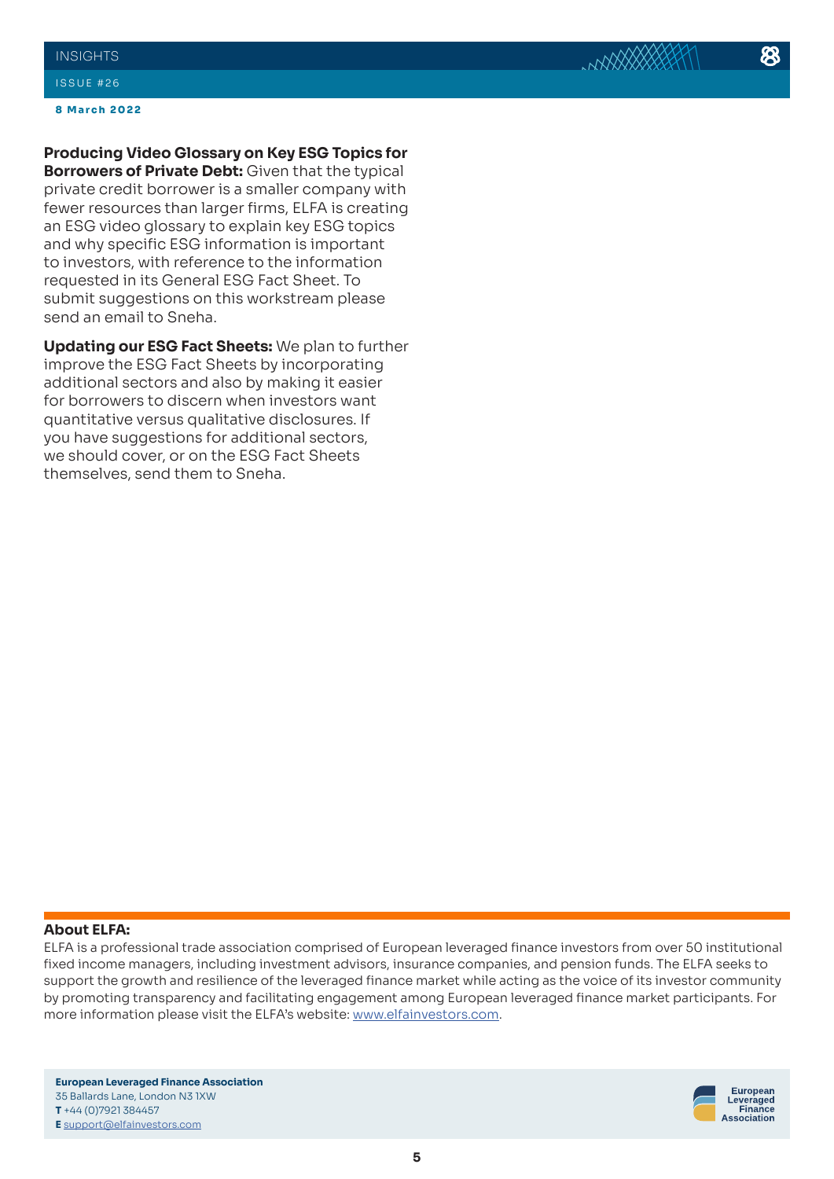**Producing Video Glossary on Key ESG Topics for Borrowers of Private Debt:** Given that the typical private credit borrower is a smaller company with fewer resources than larger firms, ELFA is creating an ESG video glossary to explain key ESG topics and why specific ESG information is important to investors, with reference to the information requested in its General ESG Fact Sheet. To submit suggestions on this workstream please send an email to Sneha.

**Updating our ESG Fact Sheets:** We plan to further improve the ESG Fact Sheets by incorporating additional sectors and also by making it easier for borrowers to discern when investors want quantitative versus qualitative disclosures. If you have suggestions for additional sectors, we should cover, or on the ESG Fact Sheets themselves, send them to Sneha.

**About ELFA:**

ELFA is a professional trade association comprised of European leveraged finance investors from over 50 institutional fixed income managers, including investment advisors, insurance companies, and pension funds. The ELFA seeks to support the growth and resilience of the leveraged finance market while acting as the voice of its investor community by promoting transparency and facilitating engagement among European leveraged finance market participants. For more information please visit the ELFA's website: [www.elfainvestors.com](http://www.elfainvestors.com).

**European Leveraged Finance Association**
35 Ballards Lane, London N3 1XW
**T** +44 (0)7921 384457
**E** [support@elfainvestors.com](mailto:support@elfainvestors.com)